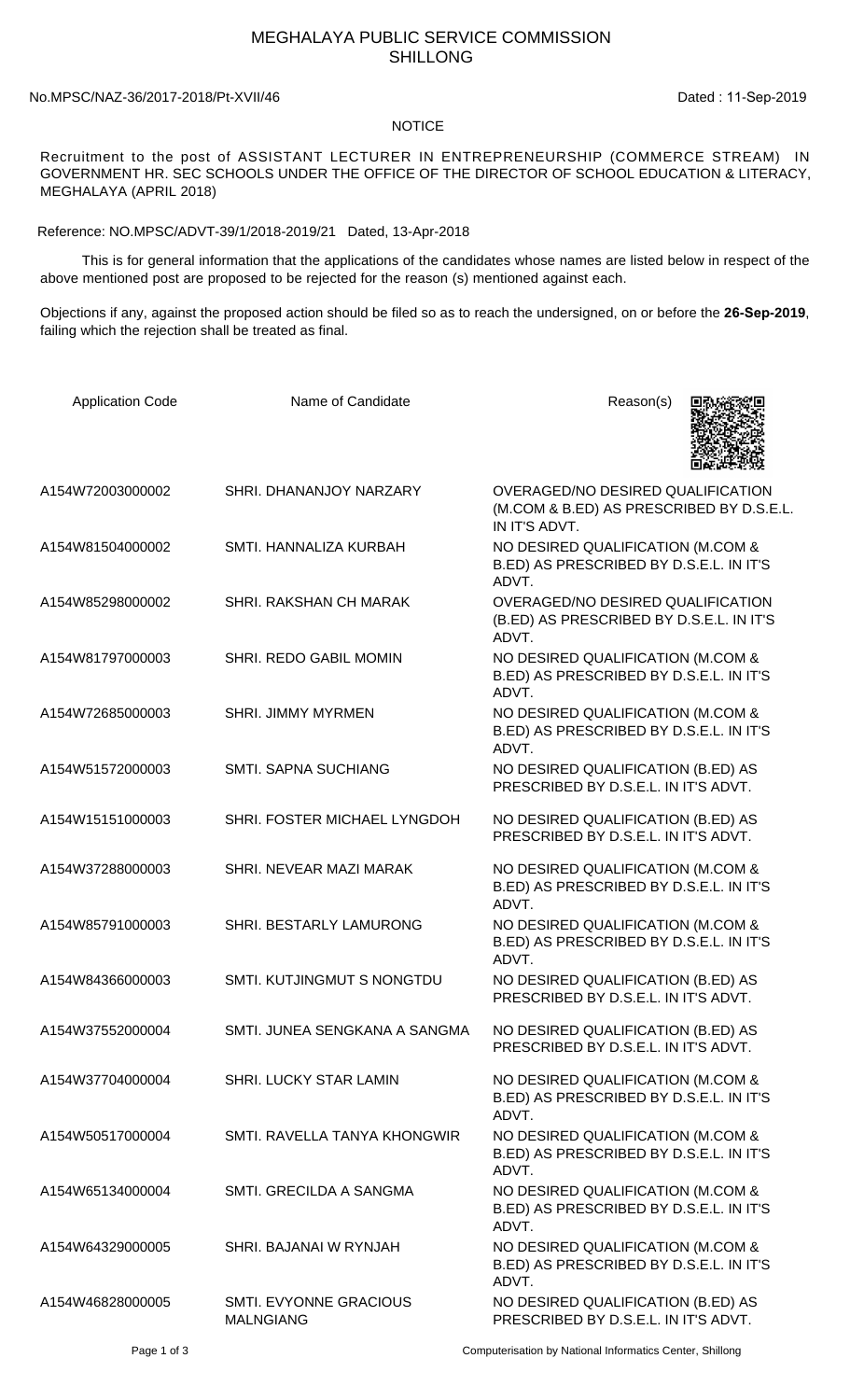# MEGHALAYA PUBLIC SERVICE COMMISSION
## SHILLONG

No.MPSC/NAZ-36/2017-2018/Pt-XVII/46 Dated : 11-Sep-2019

### NOTICE

Recruitment to the post of ASSISTANT LECTURER IN ENTREPRENEURSHIP (COMMERCE STREAM) IN GOVERNMENT HR. SEC SCHOOLS UNDER THE OFFICE OF THE DIRECTOR OF SCHOOL EDUCATION & LITERACY, MEGHALAYA (APRIL 2018)

Reference: NO.MPSC/ADVT-39/1/2018-2019/21 Dated, 13-Apr-2018

This is for general information that the applications of the candidates whose names are listed below in respect of the above mentioned post are proposed to be rejected for the reason (s) mentioned against each.

Objections if any, against the proposed action should be filed so as to reach the undersigned, on or before the **26-Sep-2019**, failing which the rejection shall be treated as final.

| Application Code | Name of Candidate | Reason(s) |
|---|---|---|
| A154W72003000002 | SHRI. DHANANJOY NARZARY | OVERAGED/NO DESIRED QUALIFICATION (M.COM & B.ED) AS PRESCRIBED BY D.S.E.L. IN IT'S ADVT. |
| A154W81504000002 | SMTI. HANNALIZA KURBAH | NO DESIRED QUALIFICATION (M.COM & B.ED) AS PRESCRIBED BY D.S.E.L. IN IT'S ADVT. |
| A154W85298000002 | SHRI. RAKSHAN CH MARAK | OVERAGED/NO DESIRED QUALIFICATION (B.ED) AS PRESCRIBED BY D.S.E.L. IN IT'S ADVT. |
| A154W81797000003 | SHRI. REDO GABIL MOMIN | NO DESIRED QUALIFICATION (M.COM & B.ED) AS PRESCRIBED BY D.S.E.L. IN IT'S ADVT. |
| A154W72685000003 | SHRI. JIMMY MYRMEN | NO DESIRED QUALIFICATION (M.COM & B.ED) AS PRESCRIBED BY D.S.E.L. IN IT'S ADVT. |
| A154W51572000003 | SMTI. SAPNA SUCHIANG | NO DESIRED QUALIFICATION (B.ED) AS PRESCRIBED BY D.S.E.L. IN IT'S ADVT. |
| A154W15151000003 | SHRI. FOSTER MICHAEL LYNGDOH | NO DESIRED QUALIFICATION (B.ED) AS PRESCRIBED BY D.S.E.L. IN IT'S ADVT. |
| A154W37288000003 | SHRI. NEVEAR MAZI MARAK | NO DESIRED QUALIFICATION (M.COM & B.ED) AS PRESCRIBED BY D.S.E.L. IN IT'S ADVT. |
| A154W85791000003 | SHRI. BESTARLY LAMURONG | NO DESIRED QUALIFICATION (M.COM & B.ED) AS PRESCRIBED BY D.S.E.L. IN IT'S ADVT. |
| A154W84366000003 | SMTI. KUTJINGMUT S NONGTDU | NO DESIRED QUALIFICATION (B.ED) AS PRESCRIBED BY D.S.E.L. IN IT'S ADVT. |
| A154W37552000004 | SMTI. JUNEA SENGKANA A SANGMA | NO DESIRED QUALIFICATION (B.ED) AS PRESCRIBED BY D.S.E.L. IN IT'S ADVT. |
| A154W37704000004 | SHRI. LUCKY STAR LAMIN | NO DESIRED QUALIFICATION (M.COM & B.ED) AS PRESCRIBED BY D.S.E.L. IN IT'S ADVT. |
| A154W50517000004 | SMTI. RAVELLA TANYA KHONGWIR | NO DESIRED QUALIFICATION (M.COM & B.ED) AS PRESCRIBED BY D.S.E.L. IN IT'S ADVT. |
| A154W65134000004 | SMTI. GRECILDA A SANGMA | NO DESIRED QUALIFICATION (M.COM & B.ED) AS PRESCRIBED BY D.S.E.L. IN IT'S ADVT. |
| A154W64329000005 | SHRI. BAJANAI W RYNJAH | NO DESIRED QUALIFICATION (M.COM & B.ED) AS PRESCRIBED BY D.S.E.L. IN IT'S ADVT. |
| A154W46828000005 | SMTI. EVYONNE GRACIOUS MALNGIANG | NO DESIRED QUALIFICATION (B.ED) AS PRESCRIBED BY D.S.E.L. IN IT'S ADVT. |

Computerisation by National Informatics Center, Shillong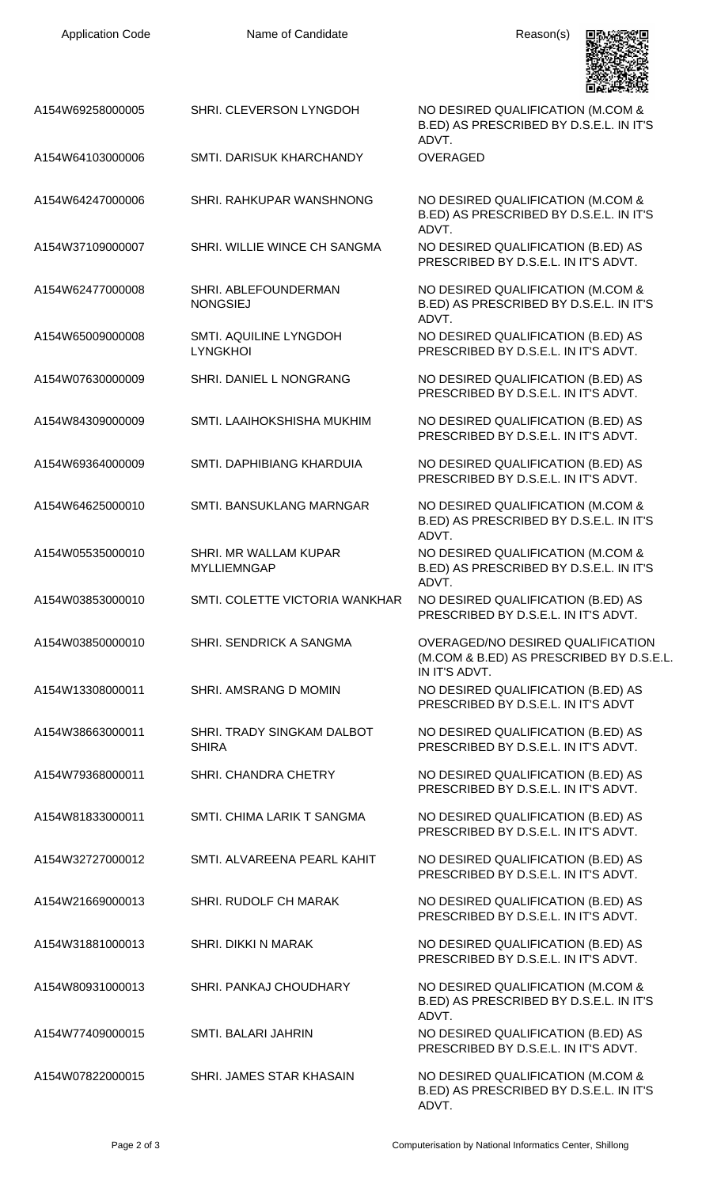| Application Code | Name of Candidate | Reason(s) |
| --- | --- | --- |
| A154W69258000005 | SHRI. CLEVERSON LYNGDOH | NO DESIRED QUALIFICATION (M.COM & B.ED) AS PRESCRIBED BY D.S.E.L. IN IT'S ADVT. |
| A154W64103000006 | SMTI. DARISUK KHARCHANDY | OVERAGED |
| A154W64247000006 | SHRI. RAHKUPAR WANSHNONG | NO DESIRED QUALIFICATION (M.COM & B.ED) AS PRESCRIBED BY D.S.E.L. IN IT'S ADVT. |
| A154W37109000007 | SHRI. WILLIE WINCE CH SANGMA | NO DESIRED QUALIFICATION (B.ED) AS PRESCRIBED BY D.S.E.L. IN IT'S ADVT. |
| A154W62477000008 | SHRI. ABLEFOUNDERMAN NONGSIEJ | NO DESIRED QUALIFICATION (M.COM & B.ED) AS PRESCRIBED BY D.S.E.L. IN IT'S ADVT. |
| A154W65009000008 | SMTI. AQUILINE LYNGDOH LYNGKHOI | NO DESIRED QUALIFICATION (B.ED) AS PRESCRIBED BY D.S.E.L. IN IT'S ADVT. |
| A154W07630000009 | SHRI. DANIEL L NONGRANG | NO DESIRED QUALIFICATION (B.ED) AS PRESCRIBED BY D.S.E.L. IN IT'S ADVT. |
| A154W84309000009 | SMTI. LAAIHOKSHISHA MUKHIM | NO DESIRED QUALIFICATION (B.ED) AS PRESCRIBED BY D.S.E.L. IN IT'S ADVT. |
| A154W69364000009 | SMTI. DAPHIBIANG KHARDUIA | NO DESIRED QUALIFICATION (B.ED) AS PRESCRIBED BY D.S.E.L. IN IT'S ADVT. |
| A154W64625000010 | SMTI. BANSUKLANG MARNGAR | NO DESIRED QUALIFICATION (M.COM & B.ED) AS PRESCRIBED BY D.S.E.L. IN IT'S ADVT. |
| A154W05535000010 | SHRI. MR WALLAM KUPAR MYLLIEMNGAP | NO DESIRED QUALIFICATION (M.COM & B.ED) AS PRESCRIBED BY D.S.E.L. IN IT'S ADVT. |
| A154W03853000010 | SMTI. COLETTE VICTORIA WANKHAR | NO DESIRED QUALIFICATION (B.ED) AS PRESCRIBED BY D.S.E.L. IN IT'S ADVT. |
| A154W03850000010 | SHRI. SENDRICK A SANGMA | OVERAGED/NO DESIRED QUALIFICATION (M.COM & B.ED) AS PRESCRIBED BY D.S.E.L. IN IT'S ADVT. |
| A154W13308000011 | SHRI. AMSRANG D MOMIN | NO DESIRED QUALIFICATION (B.ED) AS PRESCRIBED BY D.S.E.L. IN IT'S ADVT |
| A154W38663000011 | SHRI. TRADY SINGKAM DALBOT SHIRA | NO DESIRED QUALIFICATION (B.ED) AS PRESCRIBED BY D.S.E.L. IN IT'S ADVT. |
| A154W79368000011 | SHRI. CHANDRA CHETRY | NO DESIRED QUALIFICATION (B.ED) AS PRESCRIBED BY D.S.E.L. IN IT'S ADVT. |
| A154W81833000011 | SMTI. CHIMA LARIK T SANGMA | NO DESIRED QUALIFICATION (B.ED) AS PRESCRIBED BY D.S.E.L. IN IT'S ADVT. |
| A154W32727000012 | SMTI. ALVAREENA PEARL KAHIT | NO DESIRED QUALIFICATION (B.ED) AS PRESCRIBED BY D.S.E.L. IN IT'S ADVT. |
| A154W21669000013 | SHRI. RUDOLF CH MARAK | NO DESIRED QUALIFICATION (B.ED) AS PRESCRIBED BY D.S.E.L. IN IT'S ADVT. |
| A154W31881000013 | SHRI. DIKKI N MARAK | NO DESIRED QUALIFICATION (B.ED) AS PRESCRIBED BY D.S.E.L. IN IT'S ADVT. |
| A154W80931000013 | SHRI. PANKAJ CHOUDHARY | NO DESIRED QUALIFICATION (M.COM & B.ED) AS PRESCRIBED BY D.S.E.L. IN IT'S ADVT. |
| A154W77409000015 | SMTI. BALARI JAHRIN | NO DESIRED QUALIFICATION (B.ED) AS PRESCRIBED BY D.S.E.L. IN IT'S ADVT. |
| A154W07822000015 | SHRI. JAMES STAR KHASAIN | NO DESIRED QUALIFICATION (M.COM & B.ED) AS PRESCRIBED BY D.S.E.L. IN IT'S ADVT. |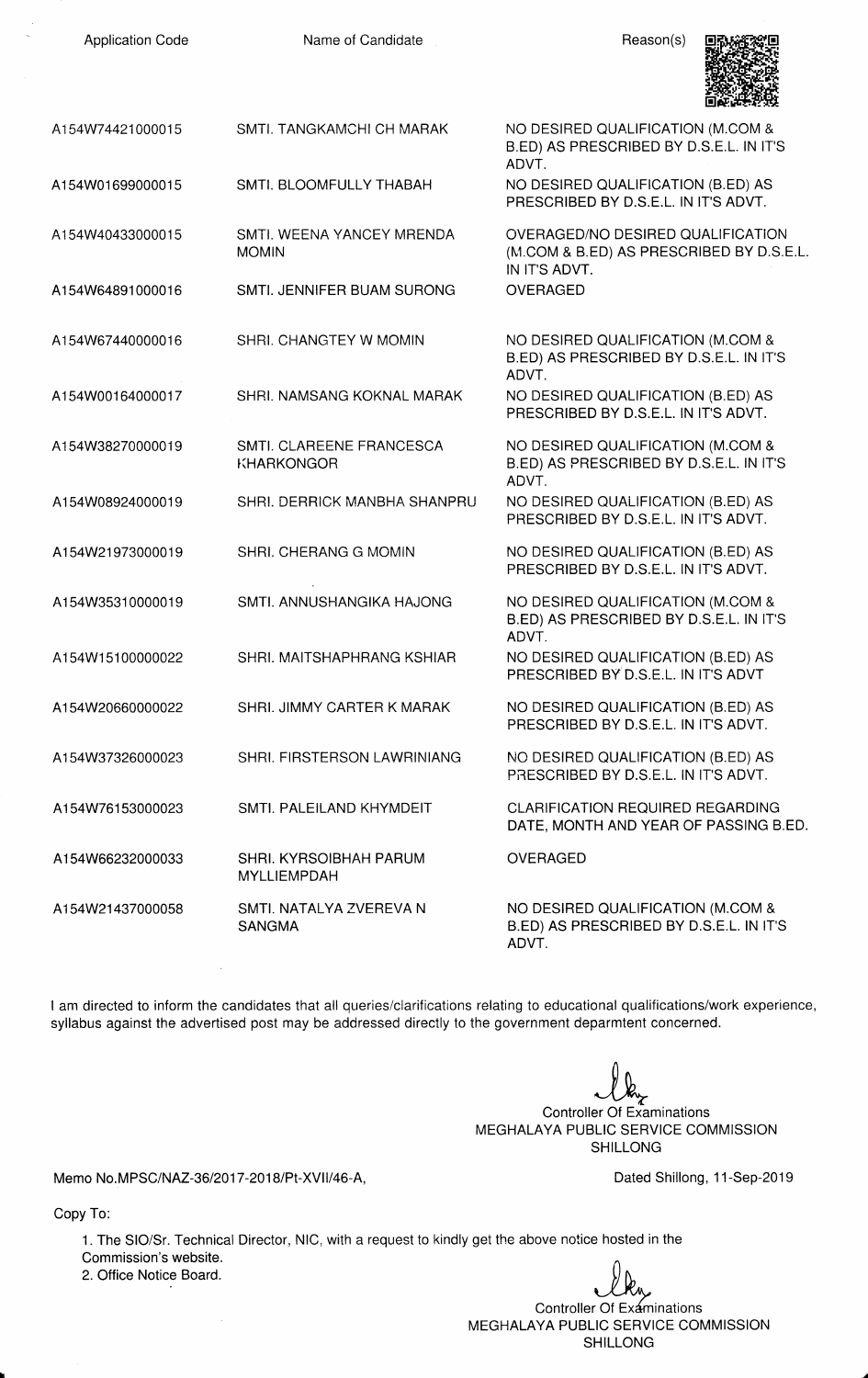| Application Code | Name of Candidate | Reason(s) |
|---|---|---|
| A154W74421000015 | SMTI. TANGKAMCHI CH MARAK | NO DESIRED QUALIFICATION (M.COM & B.ED) AS PRESCRIBED BY D.S.E.L. IN IT'S ADVT. |
| A154W01699000015 | SMTI. BLOOMFULLY THABAH | NO DESIRED QUALIFICATION (B.ED) AS PRESCRIBED BY D.S.E.L. IN IT'S ADVT. |
| A154W40433000015 | SMTI. WEENA YANCEY MRENDA MOMIN | OVERAGED/NO DESIRED QUALIFICATION (M.COM & B.ED) AS PRESCRIBED BY D.S.E.L. IN IT'S ADVT. |
| A154W64891000016 | SMTI. JENNIFER BUAM SURONG | OVERAGED |
| A154W67440000016 | SHRI. CHANGTEY W MOMIN | NO DESIRED QUALIFICATION (M.COM & B.ED) AS PRESCRIBED BY D.S.E.L. IN IT'S ADVT. |
| A154W00164000017 | SHRI. NAMSANG KOKNAL MARAK | NO DESIRED QUALIFICATION (B.ED) AS PRESCRIBED BY D.S.E.L. IN IT'S ADVT. |
| A154W38270000019 | SMTI. CLAREENE FRANCESCA KHARKONGOR | NO DESIRED QUALIFICATION (M.COM & B.ED) AS PRESCRIBED BY D.S.E.L. IN IT'S ADVT. |
| A154W08924000019 | SHRI. DERRICK MANBHA SHANPRU | NO DESIRED QUALIFICATION (B.ED) AS PRESCRIBED BY D.S.E.L. IN IT'S ADVT. |
| A154W21973000019 | SHRI. CHERANG G MOMIN | NO DESIRED QUALIFICATION (B.ED) AS PRESCRIBED BY D.S.E.L. IN IT'S ADVT. |
| A154W35310000019 | SMTI. ANNUSHANGIKA HAJONG | NO DESIRED QUALIFICATION (M.COM & B.ED) AS PRESCRIBED BY D.S.E.L. IN IT'S ADVT. |
| A154W15100000022 | SHRI. MAITSHAPHRANG KSHIAR | NO DESIRED QUALIFICATION (B.ED) AS PRESCRIBED BY D.S.E.L. IN IT'S ADVT |
| A154W20660000022 | SHRI. JIMMY CARTER K MARAK | NO DESIRED QUALIFICATION (B.ED) AS PRESCRIBED BY D.S.E.L. IN IT'S ADVT. |
| A154W37326000023 | SHRI. FIRSTERSON LAWRINIANG | NO DESIRED QUALIFICATION (B.ED) AS PRESCRIBED BY D.S.E.L. IN IT'S ADVT. |
| A154W76153000023 | SMTI. PALEILAND KHYMDEIT | CLARIFICATION REQUIRED REGARDING DATE, MONTH AND YEAR OF PASSING B.ED. |
| A154W66232000033 | SHRI. KYRSOIBHAH PARUM MYLLIEMPDAH | OVERAGED |
| A154W21437000058 | SMTI. NATALYA ZVEREVA N SANGMA | NO DESIRED QUALIFICATION (M.COM & B.ED) AS PRESCRIBED BY D.S.E.L. IN IT'S ADVT. |

I am directed to inform the candidates that all queries/clarifications relating to educational qualifications/work experience, syllabus against the advertised post may be addressed directly to the government deparmtent concerned.

Controller Of Examinations
MEGHALAYA PUBLIC SERVICE COMMISSION
SHILLONG

Memo No.MPSC/NAZ-36/2017-2018/Pt-XVII/46-A,

Dated Shillong, 11-Sep-2019

Copy To:

1. The SIO/Sr. Technical Director, NIC, with a request to kindly get the above notice hosted in the Commission's website.
2. Office Notice Board.

Controller Of Examinations
MEGHALAYA PUBLIC SERVICE COMMISSION
SHILLONG